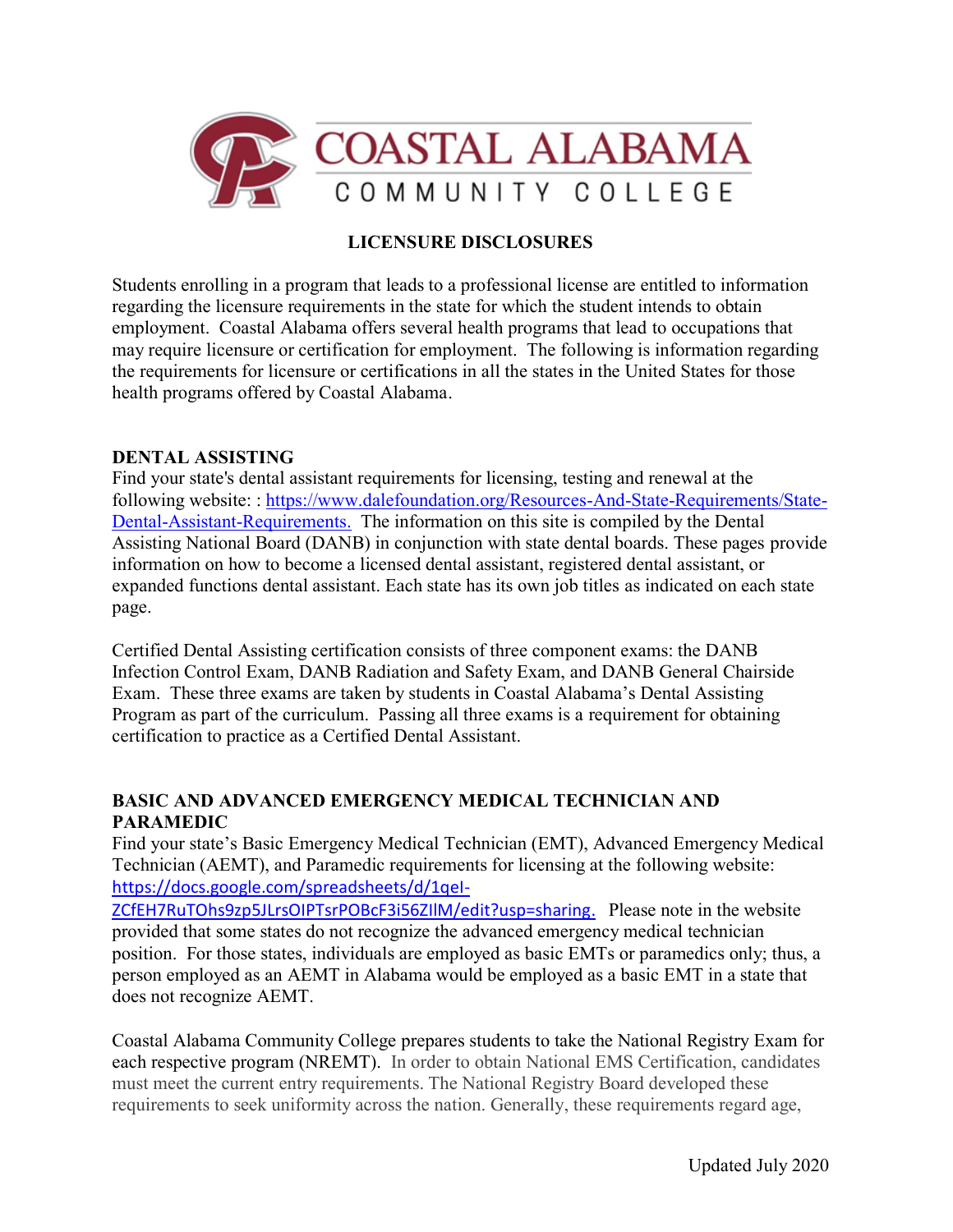# COASTAL ALABAMA COMMUNITY COLLEGE

## LICENSURE DISCLOSURES

Students enrolling in a program that leads to a professional license are entitled to information regarding the licensure requirements in the state for which the student intends to obtain employment. Coastal Alabama offers several health programs that lead to occupations that may require licensure or certification for employment. The following is information regarding the requirements for licensure or certifications in all the states in the United States for those health programs offered by Coastal Alabama.

### DENTAL ASSISTING

Find your state's dental assistant requirements for licensing, testing and renewal at the following website: : https://www.dalefoundation.org/Resources-And-State-Requirements/State-Dental-Assistant-Requirements. The information on this site is compiled by the Dental Assisting National Board (DANB) in conjunction with state dental boards. These pages provide information on how to become a licensed dental assistant, registered dental assistant, or expanded functions dental assistant. Each state has its own job titles as indicated on each state page.

Certified Dental Assisting certification consists of three component exams: the DANB Infection Control Exam, DANB Radiation and Safety Exam, and DANB General Chairside Exam. These three exams are taken by students in Coastal Alabama's Dental Assisting Program as part of the curriculum. Passing all three exams is a requirement for obtaining certification to practice as a Certified Dental Assistant.

### BASIC AND ADVANCED EMERGENCY MEDICAL TECHNICIAN AND PARAMEDIC

Find your state's Basic Emergency Medical Technician (EMT), Advanced Emergency Medical Technician (AEMT), and Paramedic requirements for licensing at the following website: https://docs.google.com/spreadsheets/d/1qeI-ZCfEH7RuTOhs9zp5JLrsOIPTsrPOBcF3i56ZIlM/edit?usp=sharing. Please note in the website provided that some states do not recognize the advanced emergency medical technician position. For those states, individuals are employed as basic EMTs or paramedics only; thus, a person employed as an AEMT in Alabama would be employed as a basic EMT in a state that does not recognize AEMT.

Coastal Alabama Community College prepares students to take the National Registry Exam for each respective program (NREMT). In order to obtain National EMS Certification, candidates must meet the current entry requirements. The National Registry Board developed these requirements to seek uniformity across the nation. Generally, these requirements regard age,

Updated July 2020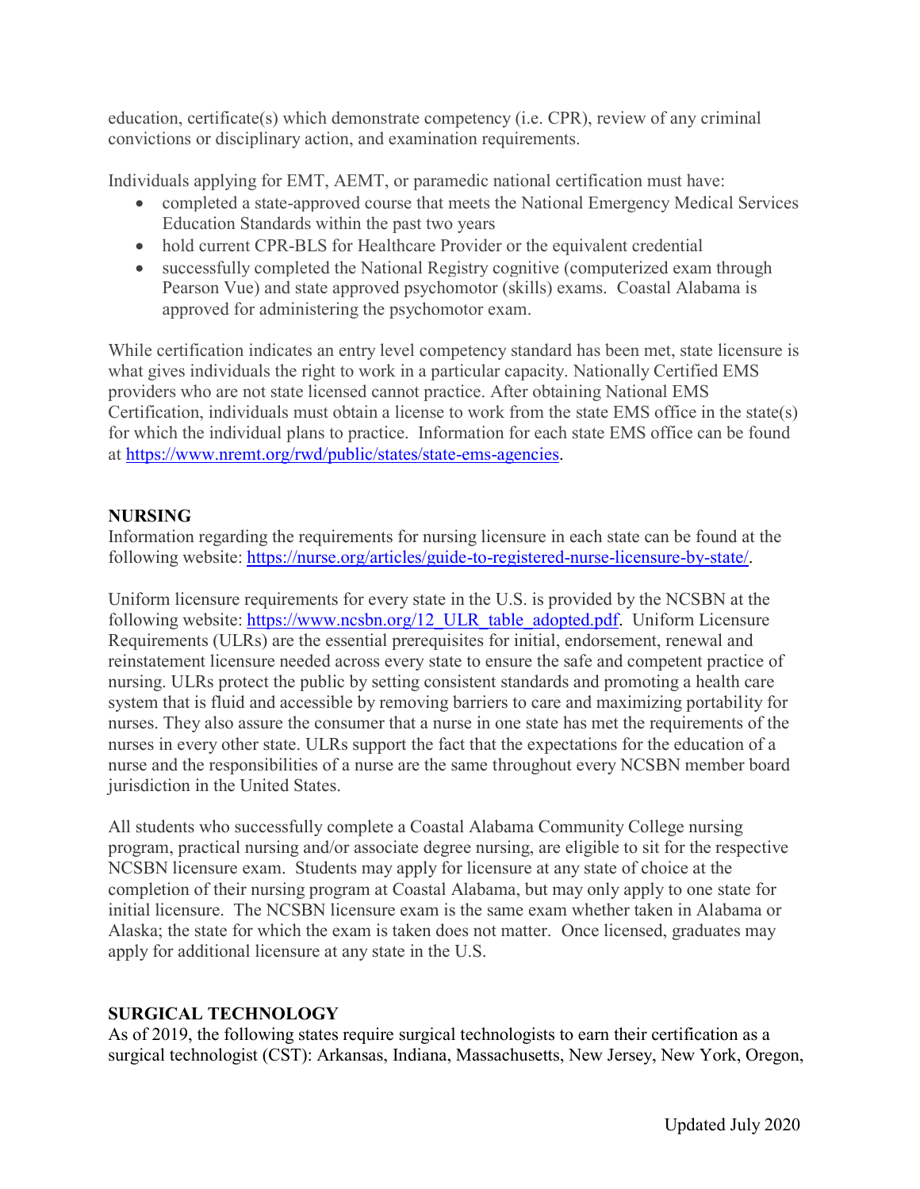education, certificate(s) which demonstrate competency (i.e. CPR), review of any criminal convictions or disciplinary action, and examination requirements.

Individuals applying for EMT, AEMT, or paramedic national certification must have:

- completed a state-approved course that meets the National Emergency Medical Services Education Standards within the past two years
- hold current CPR-BLS for Healthcare Provider or the equivalent credential
- successfully completed the National Registry cognitive (computerized exam through Pearson Vue) and state approved psychomotor (skills) exams. Coastal Alabama is approved for administering the psychomotor exam.

While certification indicates an entry level competency standard has been met, state licensure is what gives individuals the right to work in a particular capacity. Nationally Certified EMS providers who are not state licensed cannot practice. After obtaining National EMS Certification, individuals must obtain a license to work from the state EMS office in the state(s) for which the individual plans to practice. Information for each state EMS office can be found at https://www.nremt.org/rwd/public/states/state-ems-agencies.

## NURSING

Information regarding the requirements for nursing licensure in each state can be found at the following website: https://nurse.org/articles/guide-to-registered-nurse-licensure-by-state/.

Uniform licensure requirements for every state in the U.S. is provided by the NCSBN at the following website: https://www.ncsbn.org/12_ULR_table_adopted.pdf. Uniform Licensure Requirements (ULRs) are the essential prerequisites for initial, endorsement, renewal and reinstatement licensure needed across every state to ensure the safe and competent practice of nursing. ULRs protect the public by setting consistent standards and promoting a health care system that is fluid and accessible by removing barriers to care and maximizing portability for nurses. They also assure the consumer that a nurse in one state has met the requirements of the nurses in every other state. ULRs support the fact that the expectations for the education of a nurse and the responsibilities of a nurse are the same throughout every NCSBN member board jurisdiction in the United States.

All students who successfully complete a Coastal Alabama Community College nursing program, practical nursing and/or associate degree nursing, are eligible to sit for the respective NCSBN licensure exam. Students may apply for licensure at any state of choice at the completion of their nursing program at Coastal Alabama, but may only apply to one state for initial licensure. The NCSBN licensure exam is the same exam whether taken in Alabama or Alaska; the state for which the exam is taken does not matter. Once licensed, graduates may apply for additional licensure at any state in the U.S.

## SURGICAL TECHNOLOGY

As of 2019, the following states require surgical technologists to earn their certification as a surgical technologist (CST): Arkansas, Indiana, Massachusetts, New Jersey, New York, Oregon,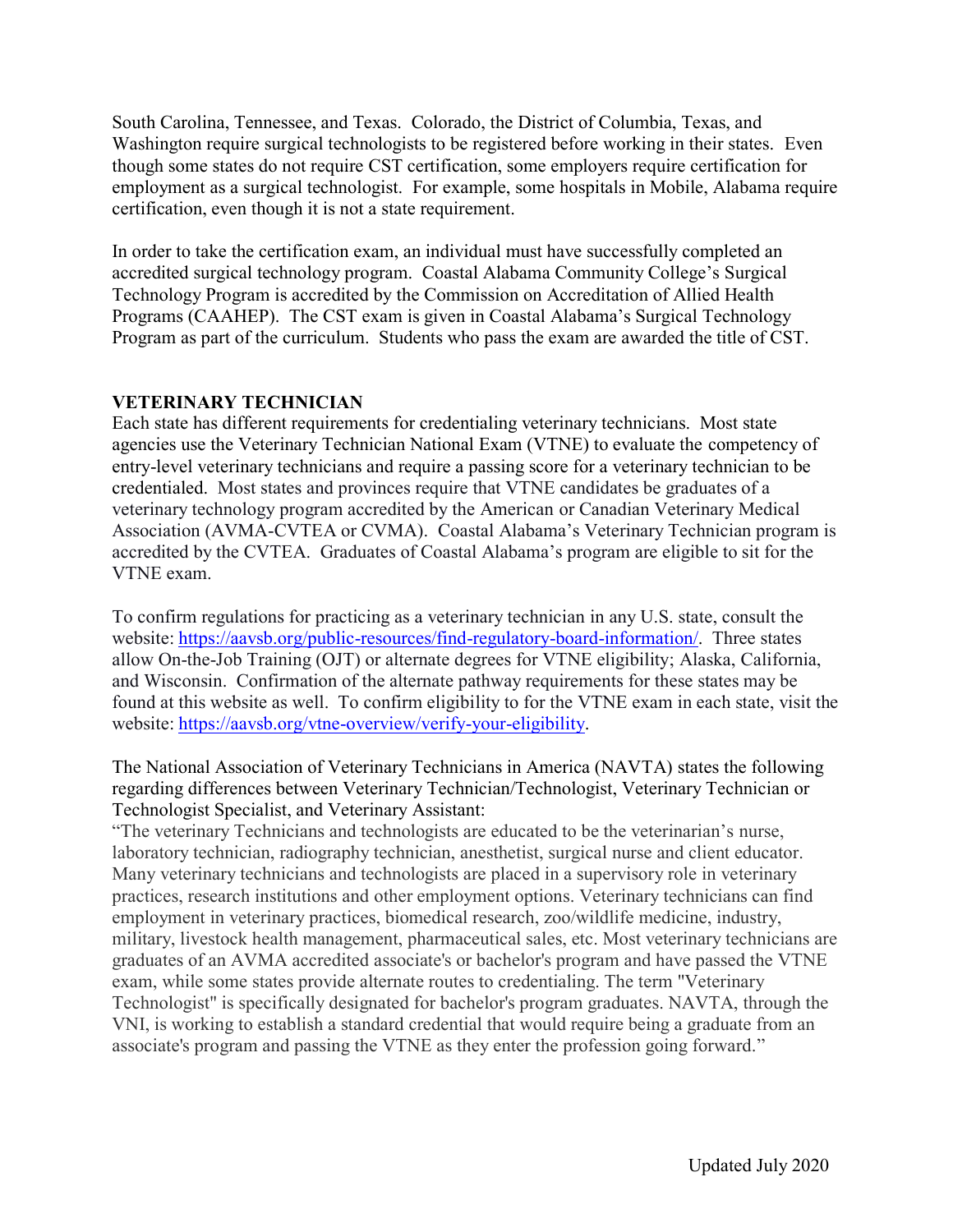South Carolina, Tennessee, and Texas. Colorado, the District of Columbia, Texas, and Washington require surgical technologists to be registered before working in their states. Even though some states do not require CST certification, some employers require certification for employment as a surgical technologist. For example, some hospitals in Mobile, Alabama require certification, even though it is not a state requirement.

In order to take the certification exam, an individual must have successfully completed an accredited surgical technology program. Coastal Alabama Community College's Surgical Technology Program is accredited by the Commission on Accreditation of Allied Health Programs (CAAHEP). The CST exam is given in Coastal Alabama's Surgical Technology Program as part of the curriculum. Students who pass the exam are awarded the title of CST.

**VETERINARY TECHNICIAN**

Each state has different requirements for credentialing veterinary technicians. Most state agencies use the Veterinary Technician National Exam (VTNE) to evaluate the competency of entry-level veterinary technicians and require a passing score for a veterinary technician to be credentialed. Most states and provinces require that VTNE candidates be graduates of a veterinary technology program accredited by the American or Canadian Veterinary Medical Association (AVMA-CVTEA or CVMA). Coastal Alabama's Veterinary Technician program is accredited by the CVTEA. Graduates of Coastal Alabama's program are eligible to sit for the VTNE exam.

To confirm regulations for practicing as a veterinary technician in any U.S. state, consult the website: [https://aavsb.org/public-resources/find-regulatory-board-information/](https://aavsb.org/public-resources/find-regulatory-board-information/). Three states allow On-the-Job Training (OJT) or alternate degrees for VTNE eligibility; Alaska, California, and Wisconsin. Confirmation of the alternate pathway requirements for these states may be found at this website as well. To confirm eligibility to for the VTNE exam in each state, visit the website: [https://aavsb.org/vtne-overview/verify-your-eligibility](https://aavsb.org/vtne-overview/verify-your-eligibility).

The National Association of Veterinary Technicians in America (NAVTA) states the following regarding differences between Veterinary Technician/Technologist, Veterinary Technician or Technologist Specialist, and Veterinary Assistant:

"The veterinary Technicians and technologists are educated to be the veterinarian's nurse, laboratory technician, radiography technician, anesthetist, surgical nurse and client educator. Many veterinary technicians and technologists are placed in a supervisory role in veterinary practices, research institutions and other employment options. Veterinary technicians can find employment in veterinary practices, biomedical research, zoo/wildlife medicine, industry, military, livestock health management, pharmaceutical sales, etc. Most veterinary technicians are graduates of an AVMA accredited associate's or bachelor's program and have passed the VTNE exam, while some states provide alternate routes to credentialing. The term "Veterinary Technologist" is specifically designated for bachelor's program graduates. NAVTA, through the VNI, is working to establish a standard credential that would require being a graduate from an associate's program and passing the VTNE as they enter the profession going forward."

Updated July 2020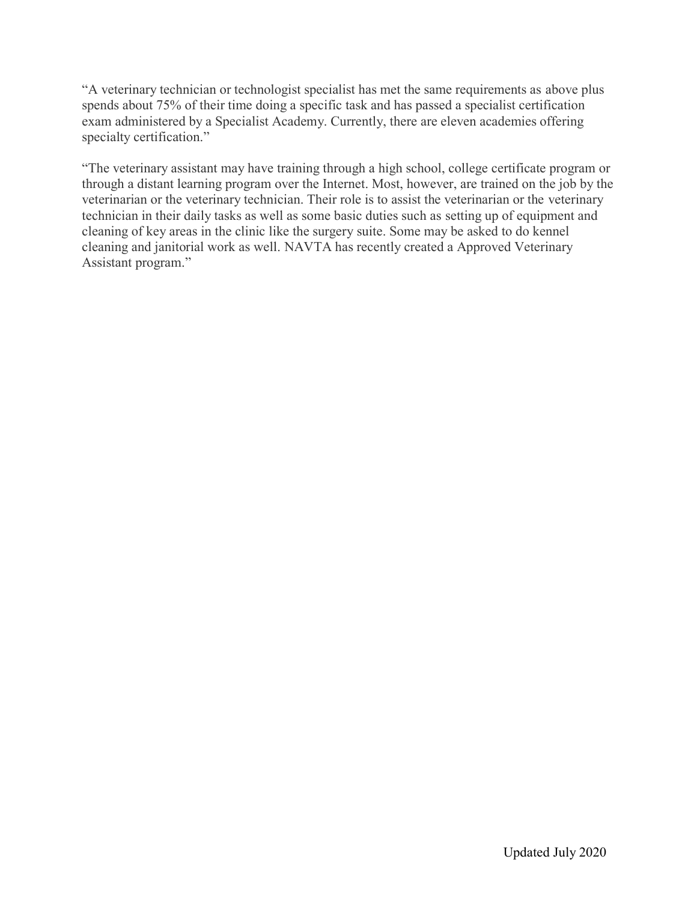"A veterinary technician or technologist specialist has met the same requirements as above plus spends about 75% of their time doing a specific task and has passed a specialist certification exam administered by a Specialist Academy. Currently, there are eleven academies offering specialty certification."

"The veterinary assistant may have training through a high school, college certificate program or through a distant learning program over the Internet. Most, however, are trained on the job by the veterinarian or the veterinary technician. Their role is to assist the veterinarian or the veterinary technician in their daily tasks as well as some basic duties such as setting up of equipment and cleaning of key areas in the clinic like the surgery suite. Some may be asked to do kennel cleaning and janitorial work as well. NAVTA has recently created a Approved Veterinary Assistant program."

Updated July 2020